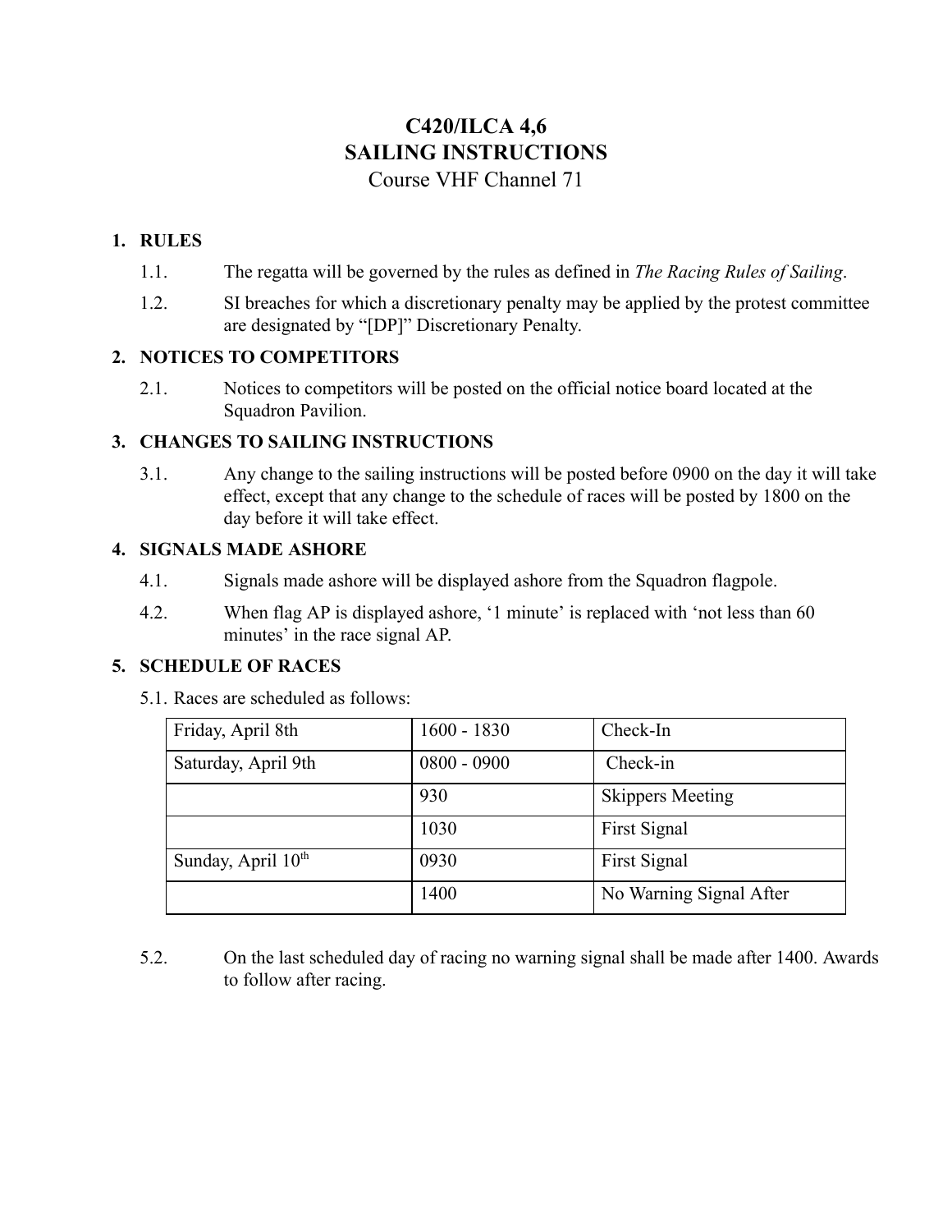# C420/ILCA 4,6
# SAILING INSTRUCTIONS
Course VHF Channel 71

## 1. RULES

1.1. The regatta will be governed by the rules as defined in *The Racing Rules of Sailing*.

1.2. SI breaches for which a discretionary penalty may be applied by the protest committee are designated by "[DP]" Discretionary Penalty.

## 2. NOTICES TO COMPETITORS

2.1. Notices to competitors will be posted on the official notice board located at the Squadron Pavilion.

## 3. CHANGES TO SAILING INSTRUCTIONS

3.1. Any change to the sailing instructions will be posted before 0900 on the day it will take effect, except that any change to the schedule of races will be posted by 1800 on the day before it will take effect.

## 4. SIGNALS MADE ASHORE

4.1. Signals made ashore will be displayed ashore from the Squadron flagpole.

4.2. When flag AP is displayed ashore, '1 minute' is replaced with 'not less than 60 minutes' in the race signal AP.

## 5. SCHEDULE OF RACES

5.1. Races are scheduled as follows:

| Friday, April 8th | 1600 - 1830 | Check-In |
|---|---|---|
| Saturday, April 9th | 0800 - 0900 | Check-in |
| | 930 | Skippers Meeting |
| | 1030 | First Signal |
| Sunday, April 10th | 0930 | First Signal |
| | 1400 | No Warning Signal After |

5.2. On the last scheduled day of racing no warning signal shall be made after 1400. Awards to follow after racing.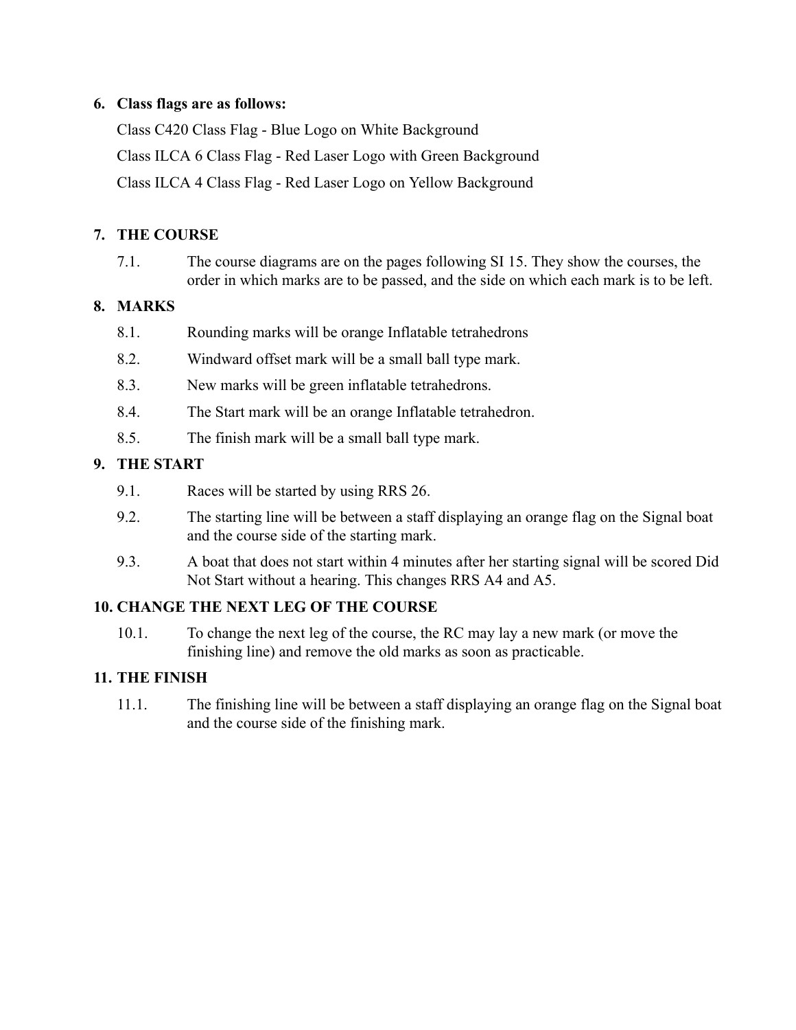## 6. Class flags are as follows:

Class C420 Class Flag - Blue Logo on White Background

Class ILCA 6 Class Flag - Red Laser Logo with Green Background

Class ILCA 4 Class Flag - Red Laser Logo on Yellow Background

## 7. THE COURSE

7.1. The course diagrams are on the pages following SI 15. They show the courses, the order in which marks are to be passed, and the side on which each mark is to be left.

## 8. MARKS

8.1. Rounding marks will be orange Inflatable tetrahedrons

8.2. Windward offset mark will be a small ball type mark.

8.3. New marks will be green inflatable tetrahedrons.

8.4. The Start mark will be an orange Inflatable tetrahedron.

8.5. The finish mark will be a small ball type mark.

## 9. THE START

9.1. Races will be started by using RRS 26.

9.2. The starting line will be between a staff displaying an orange flag on the Signal boat and the course side of the starting mark.

9.3. A boat that does not start within 4 minutes after her starting signal will be scored Did Not Start without a hearing. This changes RRS A4 and A5.

## 10. CHANGE THE NEXT LEG OF THE COURSE

10.1. To change the next leg of the course, the RC may lay a new mark (or move the finishing line) and remove the old marks as soon as practicable.

## 11. THE FINISH

11.1. The finishing line will be between a staff displaying an orange flag on the Signal boat and the course side of the finishing mark.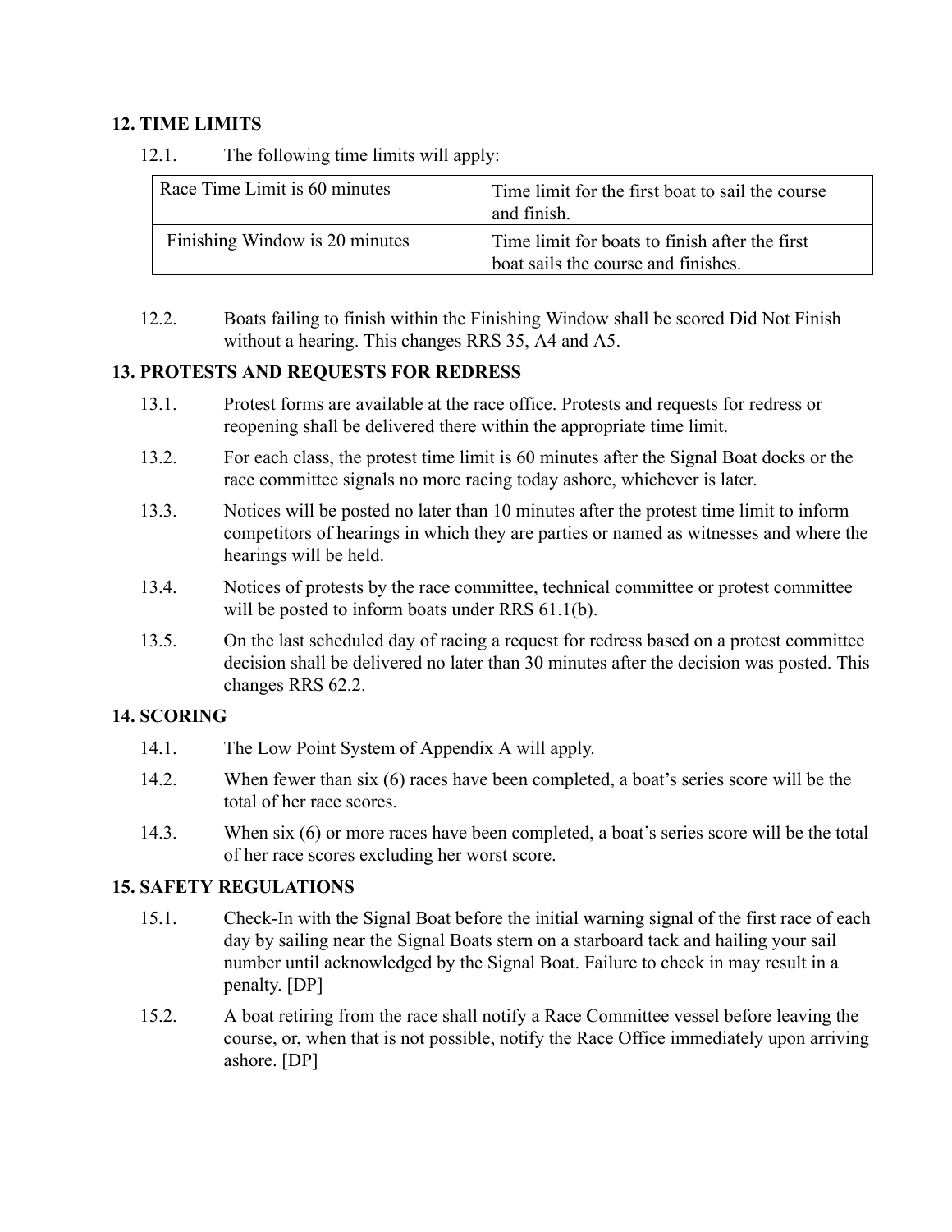## 12. TIME LIMITS

12.1. The following time limits will apply:

| Race Time Limit is 60 minutes | Time limit for the first boat to sail the course and finish. |
|---|---|
| Finishing Window is 20 minutes | Time limit for boats to finish after the first boat sails the course and finishes. |

12.2. Boats failing to finish within the Finishing Window shall be scored Did Not Finish without a hearing. This changes RRS 35, A4 and A5.

## 13. PROTESTS AND REQUESTS FOR REDRESS

13.1. Protest forms are available at the race office. Protests and requests for redress or reopening shall be delivered there within the appropriate time limit.

13.2. For each class, the protest time limit is 60 minutes after the Signal Boat docks or the race committee signals no more racing today ashore, whichever is later.

13.3. Notices will be posted no later than 10 minutes after the protest time limit to inform competitors of hearings in which they are parties or named as witnesses and where the hearings will be held.

13.4. Notices of protests by the race committee, technical committee or protest committee will be posted to inform boats under RRS 61.1(b).

13.5. On the last scheduled day of racing a request for redress based on a protest committee decision shall be delivered no later than 30 minutes after the decision was posted. This changes RRS 62.2.

## 14. SCORING

14.1. The Low Point System of Appendix A will apply.

14.2. When fewer than six (6) races have been completed, a boat's series score will be the total of her race scores.

14.3. When six (6) or more races have been completed, a boat's series score will be the total of her race scores excluding her worst score.

## 15. SAFETY REGULATIONS

15.1. Check-In with the Signal Boat before the initial warning signal of the first race of each day by sailing near the Signal Boats stern on a starboard tack and hailing your sail number until acknowledged by the Signal Boat. Failure to check in may result in a penalty. [DP]

15.2. A boat retiring from the race shall notify a Race Committee vessel before leaving the course, or, when that is not possible, notify the Race Office immediately upon arriving ashore. [DP]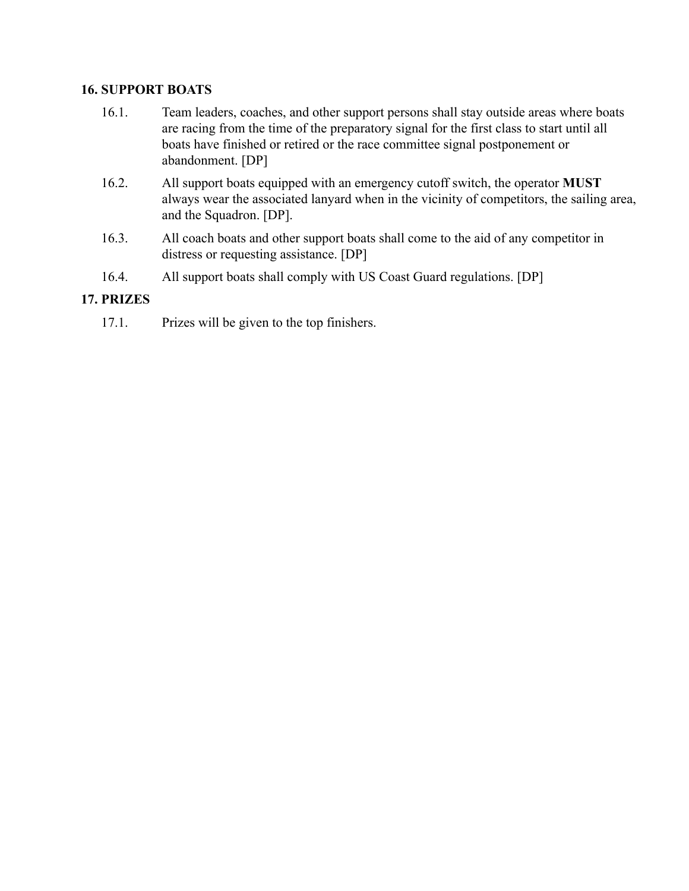## 16. SUPPORT BOATS

16.1. Team leaders, coaches, and other support persons shall stay outside areas where boats are racing from the time of the preparatory signal for the first class to start until all boats have finished or retired or the race committee signal postponement or abandonment. [DP]

16.2. All support boats equipped with an emergency cutoff switch, the operator **MUST** always wear the associated lanyard when in the vicinity of competitors, the sailing area, and the Squadron. [DP].

16.3. All coach boats and other support boats shall come to the aid of any competitor in distress or requesting assistance. [DP]

16.4. All support boats shall comply with US Coast Guard regulations. [DP]

## 17. PRIZES

17.1. Prizes will be given to the top finishers.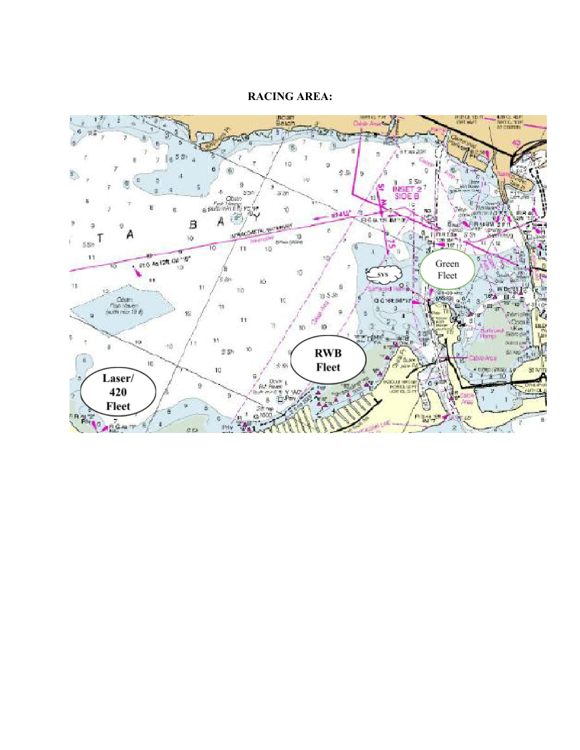**RACING AREA:**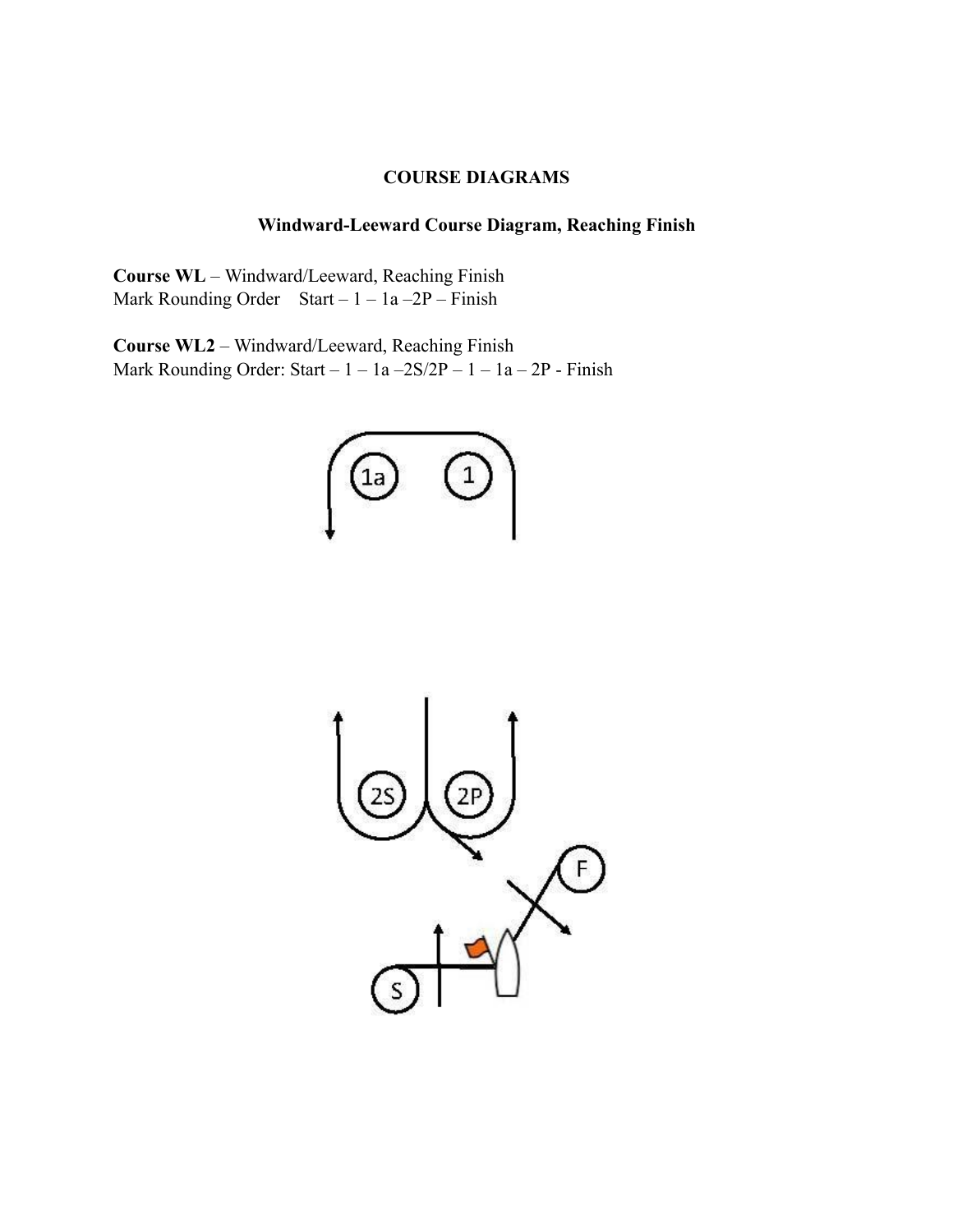# COURSE DIAGRAMS

## Windward-Leeward Course Diagram, Reaching Finish

**Course WL** – Windward/Leeward, Reaching Finish
Mark Rounding Order    Start – 1 – 1a –2P – Finish

**Course WL2** – Windward/Leeward, Reaching Finish
Mark Rounding Order: Start – 1 – 1a –2S/2P – 1 – 1a – 2P - Finish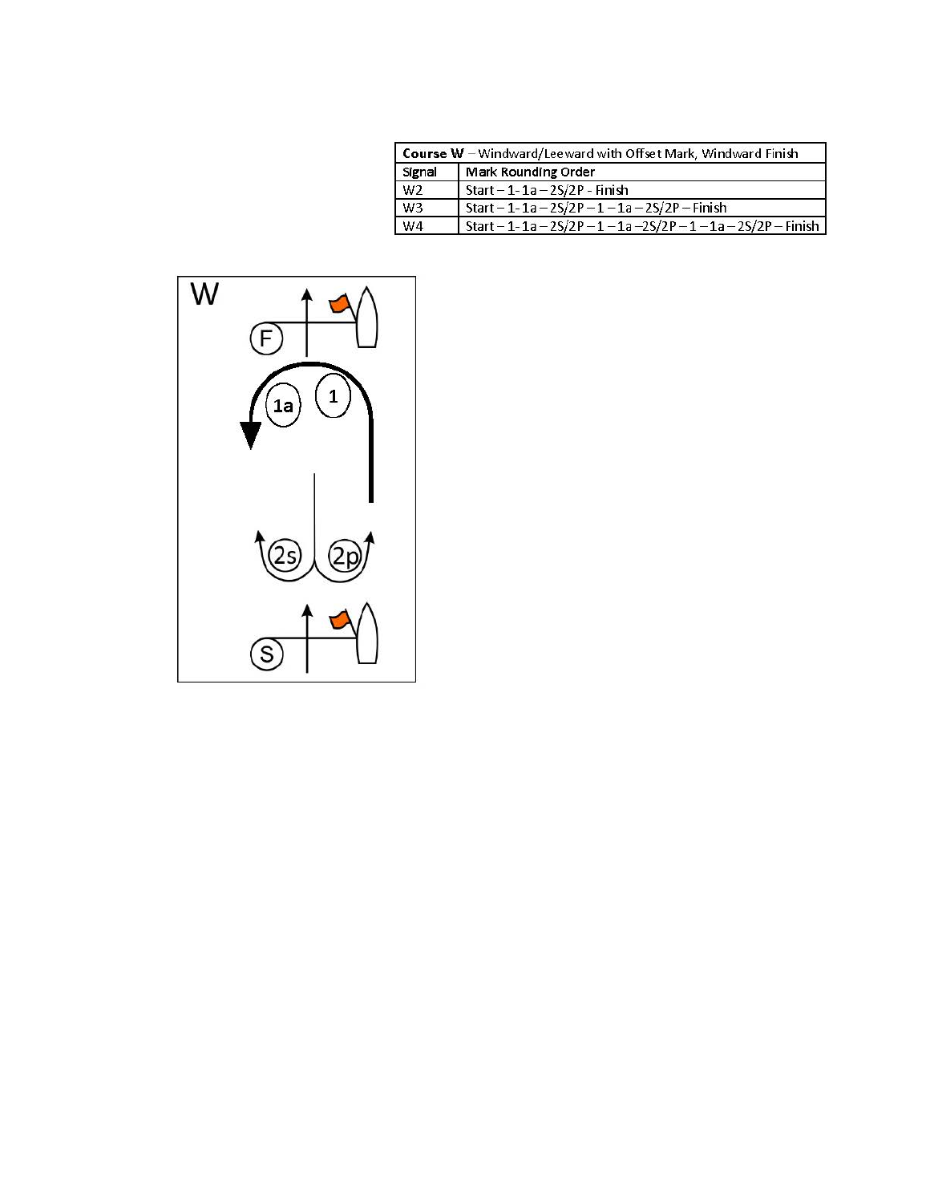| **Course W** – Windward/Leeward with Offset Mark, Windward Finish | |
| --- | --- |
| Signal | Mark Rounding Order |
| W2 | Start – 1- 1a – 2S/2P - Finish |
| W3 | Start – 1- 1a – 2S/2P – 1 – 1a – 2S/2P – Finish |
| W4 | Start – 1- 1a – 2S/2P – 1 – 1a –2S/2P – 1 – 1a – 2S/2P – Finish |

W

F

1a

1

2s

2p

S